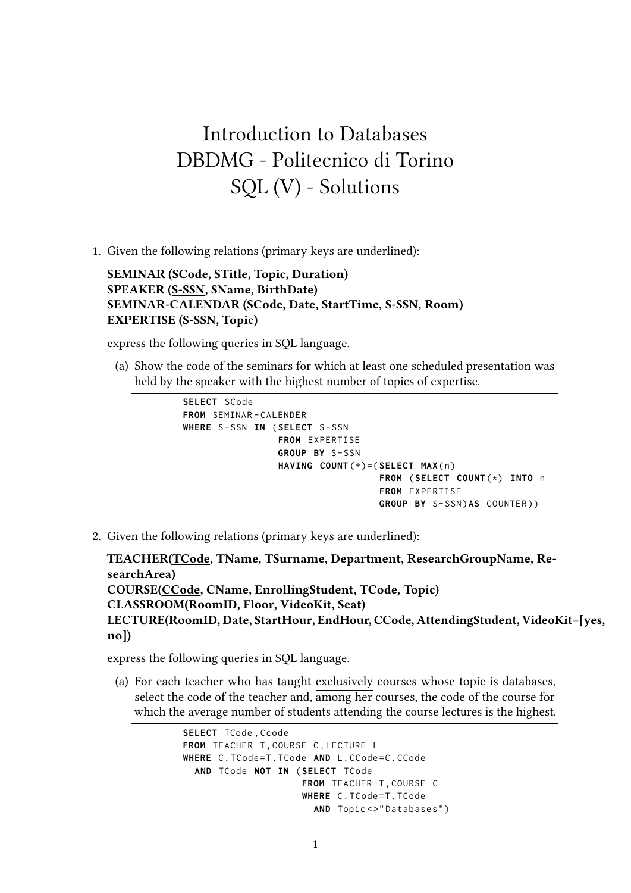# Introduction to Databases
# DBDMG - Politecnico di Torino
# SQL (V) - Solutions

1. Given the following relations (primary keys are underlined):

   **SEMINAR (<u>SCode</u>, STitle, Topic, Duration)**
   **SPEAKER (<u>S-SSN</u>, SName, BirthDate)**
   **SEMINAR-CALENDAR (<u>SCode</u>, <u>Date</u>, <u>StartTime</u>, S-SSN, Room)**
   **EXPERTISE (<u>S-SSN</u>, <u>Topic</u>)**

   express the following queries in SQL language.

   (a) Show the code of the seminars for which at least one scheduled presentation was held by the speaker with the highest number of topics of expertise.

   ```
   SELECT SCode
   FROM SEMINAR-CALENDER
   WHERE S-SSN IN (SELECT S-SSN
                   FROM EXPERTISE
                   GROUP BY S-SSN
                   HAVING COUNT(*)=(SELECT MAX(n)
                                    FROM (SELECT COUNT(*) INTO n
                                    FROM EXPERTISE
                                    GROUP BY S-SSN)AS COUNTER))
   ```

2. Given the following relations (primary keys are underlined):

   **TEACHER(<u>TCode</u>, TName, TSurname, Department, ResearchGroupName, ResearchArea)**
   **COURSE(<u>CCode</u>, CName, EnrollingStudent, TCode, Topic)**
   **CLASSROOM(<u>RoomID</u>, Floor, VideoKit, Seat)**
   **LECTURE(<u>RoomID</u>, <u>Date</u>, <u>StartHour</u>, EndHour, CCode, AttendingStudent, VideoKit=[yes, no])**

   express the following queries in SQL language.

   (a) For each teacher who has taught <u>exclusively</u> courses whose topic is databases, select the code of the teacher and, <u>among her courses</u>, the code of the course for which the average number of students attending the course lectures is the highest.

   ```
   SELECT TCode,Ccode
   FROM TEACHER T,COURSE C,LECTURE L
   WHERE C.TCode=T.TCode AND L.CCode=C.CCode
     AND TCode NOT IN (SELECT TCode
                       FROM TEACHER T,COURSE C
                       WHERE C.TCode=T.TCode
                         AND Topic<>"Databases")
   ```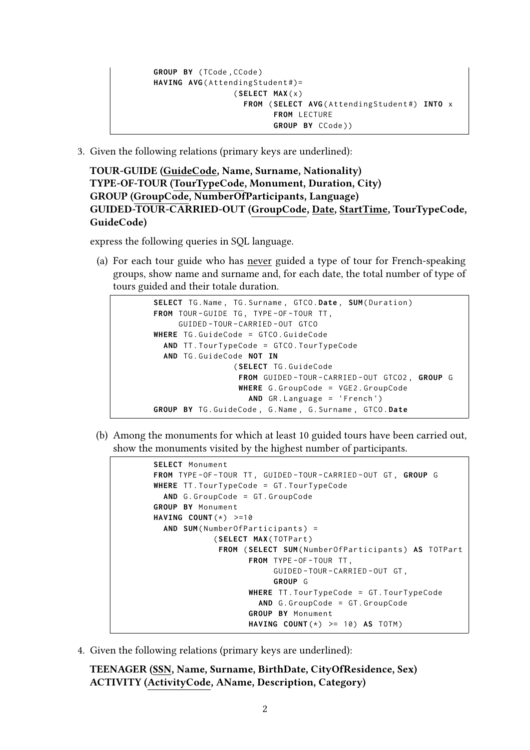```
GROUP BY (TCode,CCode)
HAVING AVG(AttendingStudent#)=
                (SELECT MAX(x)
                  FROM (SELECT AVG(AttendingStudent#) INTO x
                        FROM LECTURE
                        GROUP BY CCode))
```

3. Given the following relations (primary keys are underlined):

   **TOUR-GUIDE (<u>GuideCode</u>, Name, Surname, Nationality)**
   **TYPE-OF-TOUR (<u>TourTypeCode</u>, Monument, Duration, City)**
   **GROUP (<u>GroupCode</u>, NumberOfParticipants, Language)**
   **GUIDED-TOUR-CARRIED-OUT (<u>GroupCode</u>, <u>Date</u>, <u>StartTime</u>, TourTypeCode, GuideCode)**

   express the following queries in SQL language.

   (a) For each tour guide who has <u>never</u> guided a type of tour for French-speaking groups, show name and surname and, for each date, the total number of type of tours guided and their totale duration.

   ```
   SELECT TG.Name, TG.Surname, GTCO.Date, SUM(Duration)
   FROM TOUR-GUIDE TG, TYPE-OF-TOUR TT,
        GUIDED-TOUR-CARRIED-OUT GTCO
   WHERE TG.GuideCode = GTCO.GuideCode
     AND TT.TourTypeCode = GTCO.TourTypeCode
     AND TG.GuideCode NOT IN
                   (SELECT TG.GuideCode
                    FROM GUIDED-TOUR-CARRIED-OUT GTCO2, GROUP G
                    WHERE G.GroupCode = VGE2.GroupCode
                      AND GR.Language = 'French')
   GROUP BY TG.GuideCode, G.Name, G.Surname, GTCO.Date
   ```

   (b) Among the monuments for which at least 10 guided tours have been carried out, show the monuments visited by the highest number of participants.

   ```
   SELECT Monument
   FROM TYPE-OF-TOUR TT, GUIDED-TOUR-CARRIED-OUT GT, GROUP G
   WHERE TT.TourTypeCode = GT.TourTypeCode
     AND G.GroupCode = GT.GroupCode
   GROUP BY Monument
   HAVING COUNT(*) >=10
     AND SUM(NumberOfParticipants) =
              (SELECT MAX(TOTPart)
               FROM (SELECT SUM(NumberOfParticipants) AS TOTPart
                     FROM TYPE-OF-TOUR TT,
                          GUIDED-TOUR-CARRIED-OUT GT,
                          GROUP G
                     WHERE TT.TourTypeCode = GT.TourTypeCode
                       AND G.GroupCode = GT.GroupCode
                     GROUP BY Monument
                     HAVING COUNT(*) >= 10) AS TOTM)
   ```

4. Given the following relations (primary keys are underlined):

   **TEENAGER (<u>SSN</u>, Name, Surname, BirthDate, CityOfResidence, Sex)**
   **ACTIVITY (<u>ActivityCode</u>, AName, Description, Category)**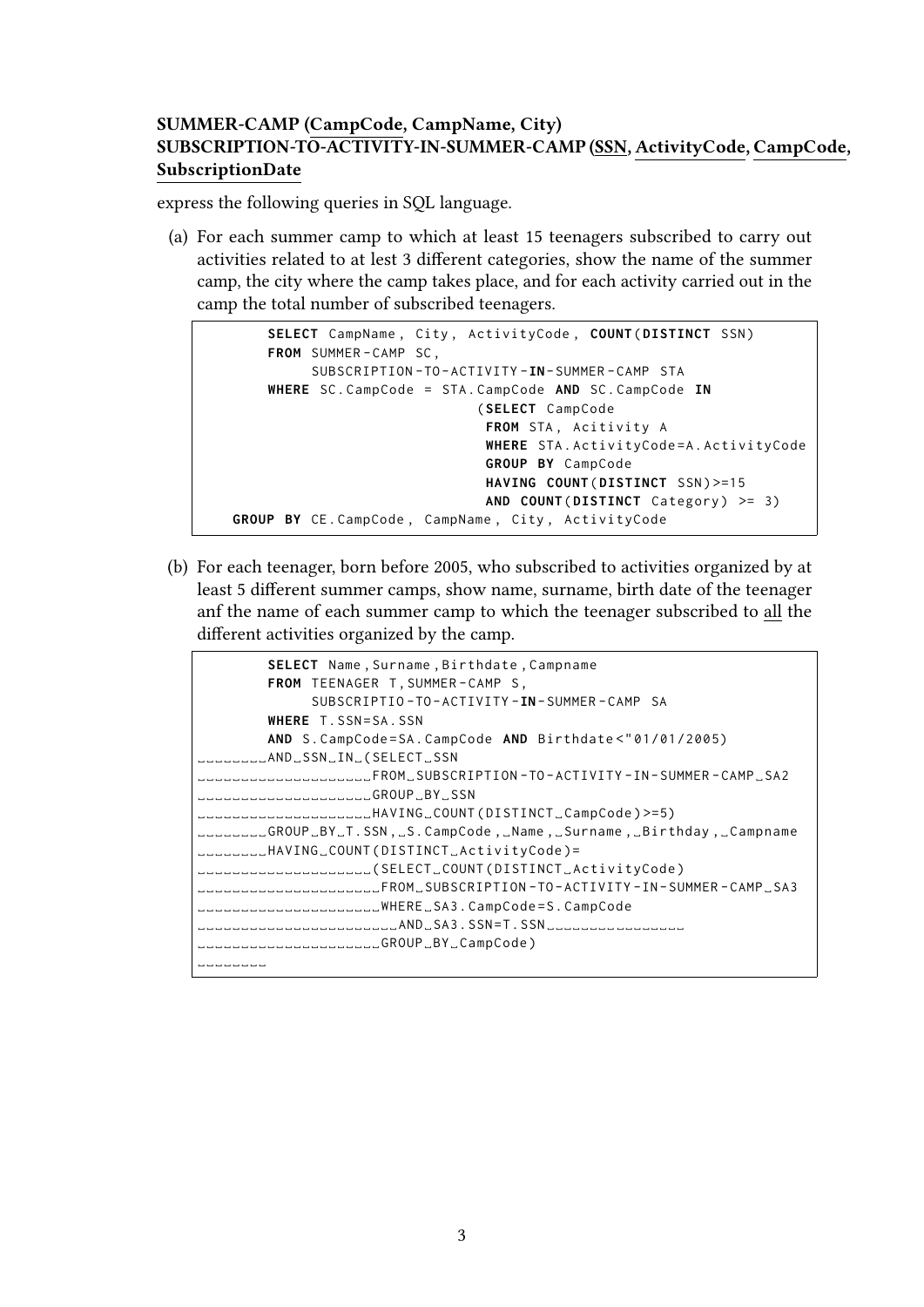**SUMMER-CAMP (CampCode, CampName, City)**
**SUBSCRIPTION-TO-ACTIVITY-IN-SUMMER-CAMP (SSN, ActivityCode, CampCode, SubscriptionDate**

express the following queries in SQL language.

(a) For each summer camp to which at least 15 teenagers subscribed to carry out activities related to at lest 3 different categories, show the name of the summer camp, the city where the camp takes place, and for each activity carried out in the camp the total number of subscribed teenagers.

```
        SELECT CampName, City, ActivityCode, COUNT(DISTINCT SSN)
        FROM SUMMER-CAMP SC,
             SUBSCRIPTION-TO-ACTIVITY-IN-SUMMER-CAMP STA
        WHERE SC.CampCode = STA.CampCode AND SC.CampCode IN
                                  (SELECT CampCode
                                   FROM STA, Acitivity A
                                   WHERE STA.ActivityCode=A.ActivityCode
                                   GROUP BY CampCode
                                   HAVING COUNT(DISTINCT SSN)>=15
                                   AND COUNT(DISTINCT Category) >= 3)
    GROUP BY CE.CampCode, CampName, City, ActivityCode
```

(b) For each teenager, born before 2005, who subscribed to activities organized by at least 5 different summer camps, show name, surname, birth date of the teenager anf the name of each summer camp to which the teenager subscribed to all the different activities organized by the camp.

```
        SELECT Name,Surname,Birthdate,Campname
        FROM TEENAGER T,SUMMER-CAMP S,
             SUBSCRIPTIO-TO-ACTIVITY-IN-SUMMER-CAMP SA
        WHERE T.SSN=SA.SSN
        AND S.CampCode=SA.CampCode AND Birthdate<"01/01/2005)
        AND SSN IN (SELECT SSN
                    FROM SUBSCRIPTION-TO-ACTIVITY-IN-SUMMER-CAMP SA2
                    GROUP BY SSN
                    HAVING COUNT(DISTINCT CampCode)>=5)
        GROUP BY T.SSN, S.CampCode, Name, Surname, Birthday, Campname
        HAVING COUNT(DISTINCT ActivityCode)=
                    (SELECT COUNT(DISTINCT ActivityCode)
                     FROM SUBSCRIPTION-TO-ACTIVITY-IN-SUMMER-CAMP SA3
                     WHERE SA3.CampCode=S.CampCode
                       AND SA3.SSN=T.SSN
                     GROUP BY CampCode)
        
```